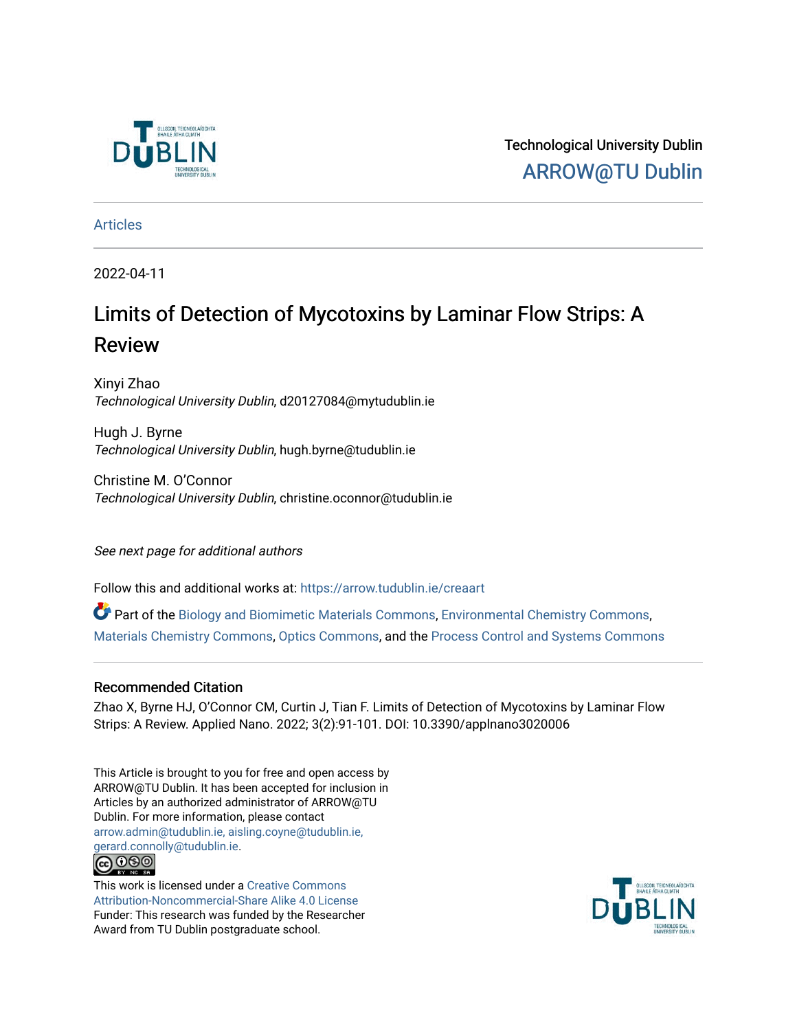Technological University Dublin

ARROW@TU Dublin

Articles

2022-04-11

# Limits of Detection of Mycotoxins by Laminar Flow Strips: A Review

Xinyi Zhao
*Technological University Dublin*, d20127084@mytudublin.ie

Hugh J. Byrne
*Technological University Dublin*, hugh.byrne@tudublin.ie

Christine M. O'Connor
*Technological University Dublin*, christine.oconnor@tudublin.ie

*See next page for additional authors*

Follow this and additional works at: https://arrow.tudublin.ie/creaart

Part of the Biology and Biomimetic Materials Commons, Environmental Chemistry Commons, Materials Chemistry Commons, Optics Commons, and the Process Control and Systems Commons

## Recommended Citation

Zhao X, Byrne HJ, O'Connor CM, Curtin J, Tian F. Limits of Detection of Mycotoxins by Laminar Flow Strips: A Review. Applied Nano. 2022; 3(2):91-101. DOI: 10.3390/applnano3020006

This Article is brought to you for free and open access by ARROW@TU Dublin. It has been accepted for inclusion in Articles by an authorized administrator of ARROW@TU Dublin. For more information, please contact arrow.admin@tudublin.ie, aisling.coyne@tudublin.ie, gerard.connolly@tudublin.ie.

This work is licensed under a Creative Commons Attribution-Noncommercial-Share Alike 4.0 License

Funder: This research was funded by the Researcher Award from TU Dublin postgraduate school.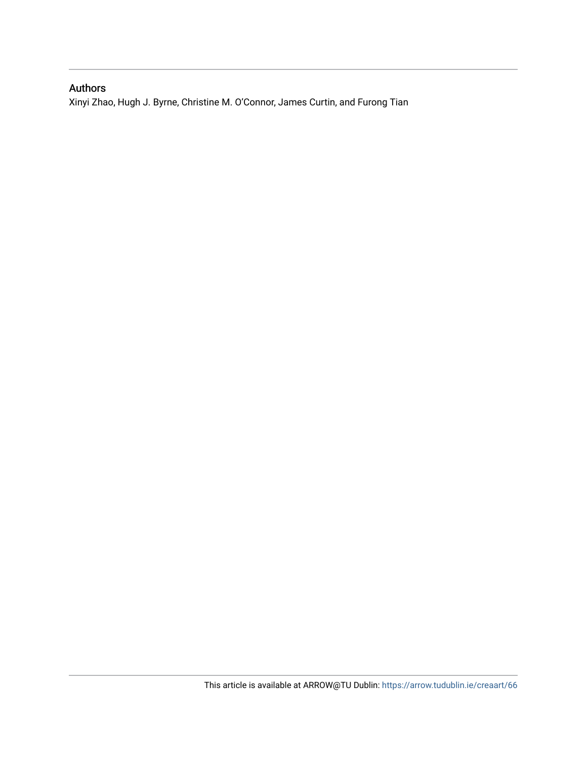## Authors

Xinyi Zhao, Hugh J. Byrne, Christine M. O'Connor, James Curtin, and Furong Tian

This article is available at ARROW@TU Dublin: https://arrow.tudublin.ie/creaart/66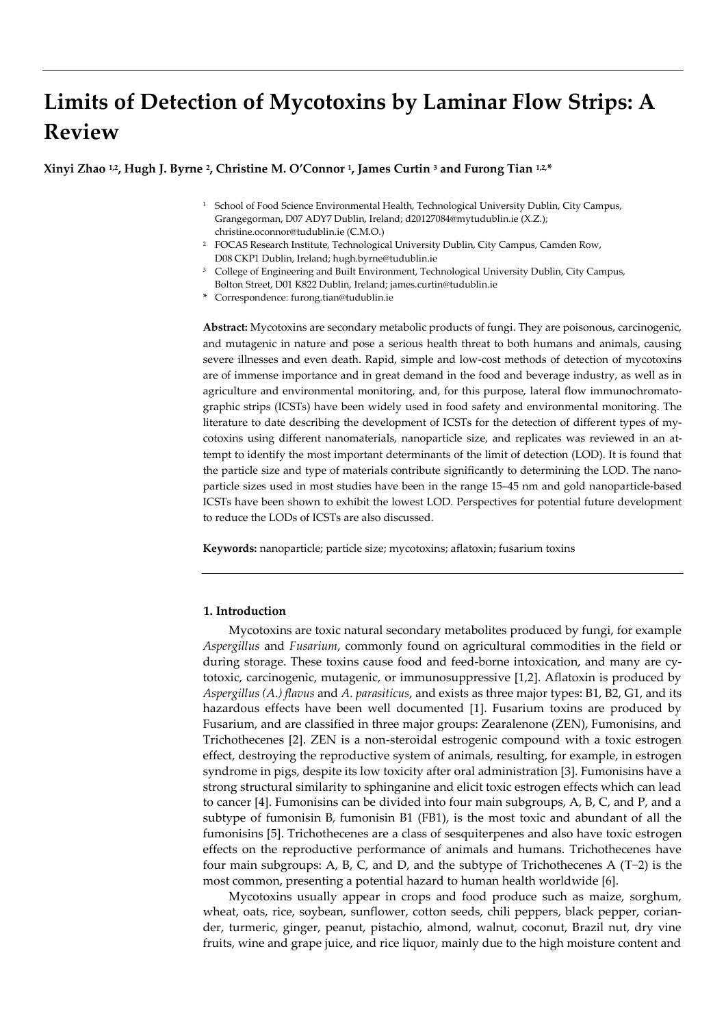# Limits of Detection of Mycotoxins by Laminar Flow Strips: A Review

**Xinyi Zhao [1,2], Hugh J. Byrne [2], Christine M. O'Connor [1], James Curtin [3] and Furong Tian [1,2,*]**

[1] School of Food Science Environmental Health, Technological University Dublin, City Campus, Grangegorman, D07 ADY7 Dublin, Ireland; d20127084@mytudublin.ie (X.Z.); christine.oconnor@tudublin.ie (C.M.O.)

[2] FOCAS Research Institute, Technological University Dublin, City Campus, Camden Row, D08 CKP1 Dublin, Ireland; hugh.byrne@tudublin.ie

[3] College of Engineering and Built Environment, Technological University Dublin, City Campus, Bolton Street, D01 K822 Dublin, Ireland; james.curtin@tudublin.ie

* Correspondence: furong.tian@tudublin.ie

**Abstract:** Mycotoxins are secondary metabolic products of fungi. They are poisonous, carcinogenic, and mutagenic in nature and pose a serious health threat to both humans and animals, causing severe illnesses and even death. Rapid, simple and low-cost methods of detection of mycotoxins are of immense importance and in great demand in the food and beverage industry, as well as in agriculture and environmental monitoring, and, for this purpose, lateral flow immunochromatographic strips (ICSTs) have been widely used in food safety and environmental monitoring. The literature to date describing the development of ICSTs for the detection of different types of mycotoxins using different nanomaterials, nanoparticle size, and replicates was reviewed in an attempt to identify the most important determinants of the limit of detection (LOD). It is found that the particle size and type of materials contribute significantly to determining the LOD. The nanoparticle sizes used in most studies have been in the range 15–45 nm and gold nanoparticle-based ICSTs have been shown to exhibit the lowest LOD. Perspectives for potential future development to reduce the LODs of ICSTs are also discussed.

**Keywords:** nanoparticle; particle size; mycotoxins; aflatoxin; fusarium toxins

## 1. Introduction

Mycotoxins are toxic natural secondary metabolites produced by fungi, for example *Aspergillus* and *Fusarium*, commonly found on agricultural commodities in the field or during storage. These toxins cause food and feed-borne intoxication, and many are cytotoxic, carcinogenic, mutagenic, or immunosuppressive [1,2]. Aflatoxin is produced by *Aspergillus (A.) flavus* and *A. parasiticus*, and exists as three major types: B1, B2, G1, and its hazardous effects have been well documented [1]. Fusarium toxins are produced by Fusarium, and are classified in three major groups: Zearalenone (ZEN), Fumonisins, and Trichothecenes [2]. ZEN is a non-steroidal estrogenic compound with a toxic estrogen effect, destroying the reproductive system of animals, resulting, for example, in estrogen syndrome in pigs, despite its low toxicity after oral administration [3]. Fumonisins have a strong structural similarity to sphinganine and elicit toxic estrogen effects which can lead to cancer [4]. Fumonisins can be divided into four main subgroups, A, B, C, and P, and a subtype of fumonisin B, fumonisin B1 (FB1), is the most toxic and abundant of all the fumonisins [5]. Trichothecenes are a class of sesquiterpenes and also have toxic estrogen effects on the reproductive performance of animals and humans. Trichothecenes have four main subgroups: A, B, C, and D, and the subtype of Trichothecenes A (T−2) is the most common, presenting a potential hazard to human health worldwide [6].

Mycotoxins usually appear in crops and food produce such as maize, sorghum, wheat, oats, rice, soybean, sunflower, cotton seeds, chili peppers, black pepper, coriander, turmeric, ginger, peanut, pistachio, almond, walnut, coconut, Brazil nut, dry vine fruits, wine and grape juice, and rice liquor, mainly due to the high moisture content and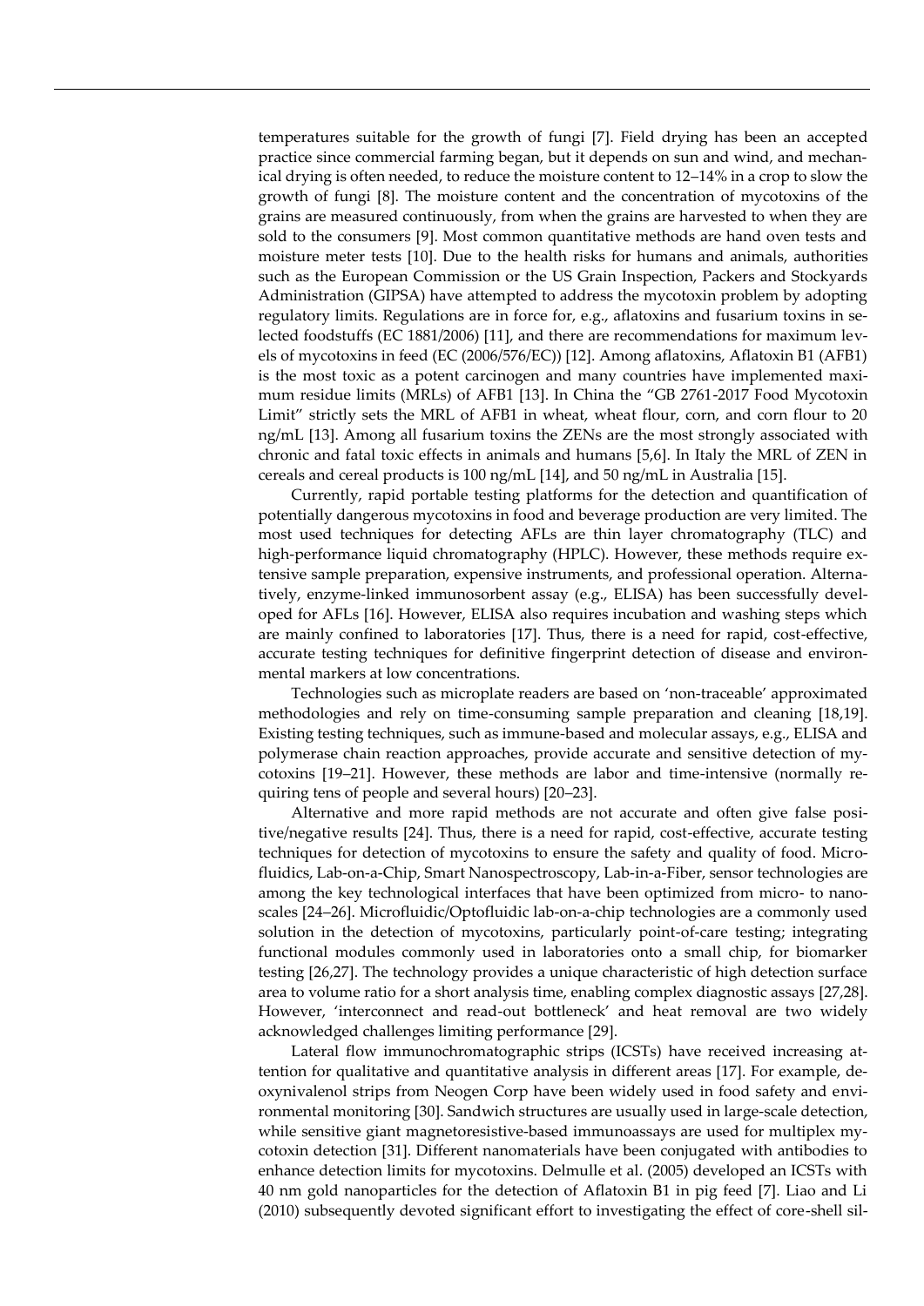temperatures suitable for the growth of fungi [7]. Field drying has been an accepted practice since commercial farming began, but it depends on sun and wind, and mechanical drying is often needed, to reduce the moisture content to 12–14% in a crop to slow the growth of fungi [8]. The moisture content and the concentration of mycotoxins of the grains are measured continuously, from when the grains are harvested to when they are sold to the consumers [9]. Most common quantitative methods are hand oven tests and moisture meter tests [10]. Due to the health risks for humans and animals, authorities such as the European Commission or the US Grain Inspection, Packers and Stockyards Administration (GIPSA) have attempted to address the mycotoxin problem by adopting regulatory limits. Regulations are in force for, e.g., aflatoxins and fusarium toxins in selected foodstuffs (EC 1881/2006) [11], and there are recommendations for maximum levels of mycotoxins in feed (EC (2006/576/EC)) [12]. Among aflatoxins, Aflatoxin B1 (AFB1) is the most toxic as a potent carcinogen and many countries have implemented maximum residue limits (MRLs) of AFB1 [13]. In China the "GB 2761-2017 Food Mycotoxin Limit" strictly sets the MRL of AFB1 in wheat, wheat flour, corn, and corn flour to 20 ng/mL [13]. Among all fusarium toxins the ZENs are the most strongly associated with chronic and fatal toxic effects in animals and humans [5,6]. In Italy the MRL of ZEN in cereals and cereal products is 100 ng/mL [14], and 50 ng/mL in Australia [15].

Currently, rapid portable testing platforms for the detection and quantification of potentially dangerous mycotoxins in food and beverage production are very limited. The most used techniques for detecting AFLs are thin layer chromatography (TLC) and high-performance liquid chromatography (HPLC). However, these methods require extensive sample preparation, expensive instruments, and professional operation. Alternatively, enzyme-linked immunosorbent assay (e.g., ELISA) has been successfully developed for AFLs [16]. However, ELISA also requires incubation and washing steps which are mainly confined to laboratories [17]. Thus, there is a need for rapid, cost-effective, accurate testing techniques for definitive fingerprint detection of disease and environmental markers at low concentrations.

Technologies such as microplate readers are based on 'non-traceable' approximated methodologies and rely on time-consuming sample preparation and cleaning [18,19]. Existing testing techniques, such as immune-based and molecular assays, e.g., ELISA and polymerase chain reaction approaches, provide accurate and sensitive detection of mycotoxins [19–21]. However, these methods are labor and time-intensive (normally requiring tens of people and several hours) [20–23].

Alternative and more rapid methods are not accurate and often give false positive/negative results [24]. Thus, there is a need for rapid, cost-effective, accurate testing techniques for detection of mycotoxins to ensure the safety and quality of food. Microfluidics, Lab-on-a-Chip, Smart Nanospectroscopy, Lab-in-a-Fiber, sensor technologies are among the key technological interfaces that have been optimized from micro- to nanoscales [24–26]. Microfluidic/Optofluidic lab-on-a-chip technologies are a commonly used solution in the detection of mycotoxins, particularly point-of-care testing; integrating functional modules commonly used in laboratories onto a small chip, for biomarker testing [26,27]. The technology provides a unique characteristic of high detection surface area to volume ratio for a short analysis time, enabling complex diagnostic assays [27,28]. However, 'interconnect and read-out bottleneck' and heat removal are two widely acknowledged challenges limiting performance [29].

Lateral flow immunochromatographic strips (ICSTs) have received increasing attention for qualitative and quantitative analysis in different areas [17]. For example, deoxynivalenol strips from Neogen Corp have been widely used in food safety and environmental monitoring [30]. Sandwich structures are usually used in large-scale detection, while sensitive giant magnetoresistive-based immunoassays are used for multiplex mycotoxin detection [31]. Different nanomaterials have been conjugated with antibodies to enhance detection limits for mycotoxins. Delmulle et al. (2005) developed an ICSTs with 40 nm gold nanoparticles for the detection of Aflatoxin B1 in pig feed [7]. Liao and Li (2010) subsequently devoted significant effort to investigating the effect of core-shell sil-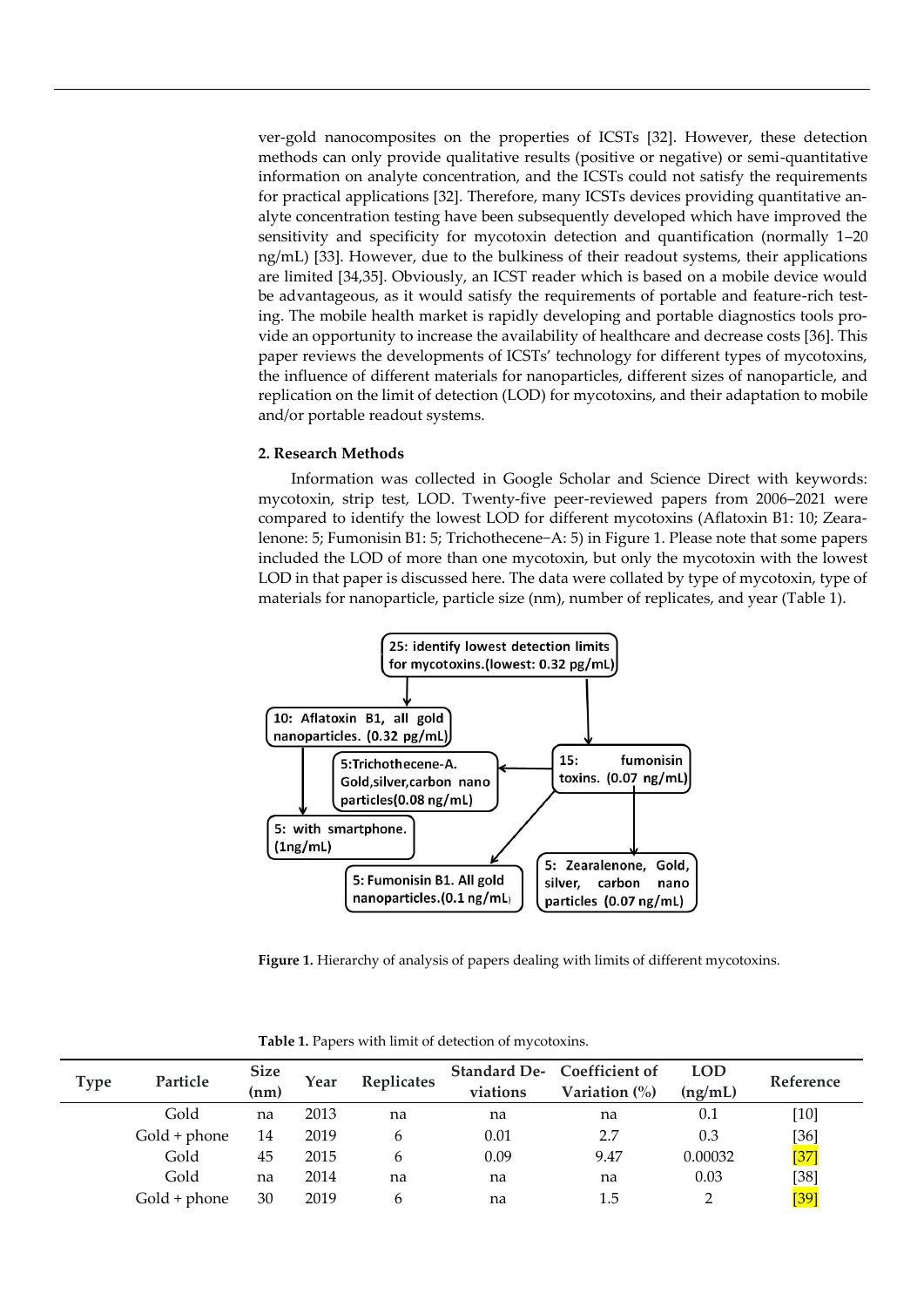ver-gold nanocomposites on the properties of ICSTs [32]. However, these detection methods can only provide qualitative results (positive or negative) or semi-quantitative information on analyte concentration, and the ICSTs could not satisfy the requirements for practical applications [32]. Therefore, many ICSTs devices providing quantitative analyte concentration testing have been subsequently developed which have improved the sensitivity and specificity for mycotoxin detection and quantification (normally 1–20 ng/mL) [33]. However, due to the bulkiness of their readout systems, their applications are limited [34,35]. Obviously, an ICST reader which is based on a mobile device would be advantageous, as it would satisfy the requirements of portable and feature-rich testing. The mobile health market is rapidly developing and portable diagnostics tools provide an opportunity to increase the availability of healthcare and decrease costs [36]. This paper reviews the developments of ICSTs' technology for different types of mycotoxins, the influence of different materials for nanoparticles, different sizes of nanoparticle, and replication on the limit of detection (LOD) for mycotoxins, and their adaptation to mobile and/or portable readout systems.

## 2. Research Methods

Information was collected in Google Scholar and Science Direct with keywords: mycotoxin, strip test, LOD. Twenty-five peer-reviewed papers from 2006–2021 were compared to identify the lowest LOD for different mycotoxins (Aflatoxin B1: 10; Zearalenone: 5; Fumonisin B1: 5; Trichothecene−A: 5) in Figure 1. Please note that some papers included the LOD of more than one mycotoxin, but only the mycotoxin with the lowest LOD in that paper is discussed here. The data were collated by type of mycotoxin, type of materials for nanoparticle, particle size (nm), number of replicates, and year (Table 1).

25: identify lowest detection limits for mycotoxins.(lowest: 0.32 pg/mL)

10: Aflatoxin B1, all gold nanoparticles. (0.32 pg/mL)

15: fumonisin toxins. (0.07 ng/mL)

5:Trichothecene-A. Gold,silver,carbon nano particles(0.08 ng/mL)

5: with smartphone. (1ng/mL)

5: Fumonisin B1. All gold nanoparticles.(0.1 ng/mL)

5: Zearalenone, Gold, silver, carbon nano particles (0.07 ng/mL)

**Figure 1.** Hierarchy of analysis of papers dealing with limits of different mycotoxins.

**Table 1.** Papers with limit of detection of mycotoxins.

| Type | Particle | Size (nm) | Year | Replicates | Standard Deviations | Coefficient of Variation (%) | LOD (ng/mL) | Reference |
|---|---|---|---|---|---|---|---|---|
| | Gold | na | 2013 | na | na | na | 0.1 | [10] |
| | Gold + phone | 14 | 2019 | 6 | 0.01 | 2.7 | 0.3 | [36] |
| | Gold | 45 | 2015 | 6 | 0.09 | 9.47 | 0.00032 | [37] |
| | Gold | na | 2014 | na | na | na | 0.03 | [38] |
| | Gold + phone | 30 | 2019 | 6 | na | 1.5 | 2 | [39] |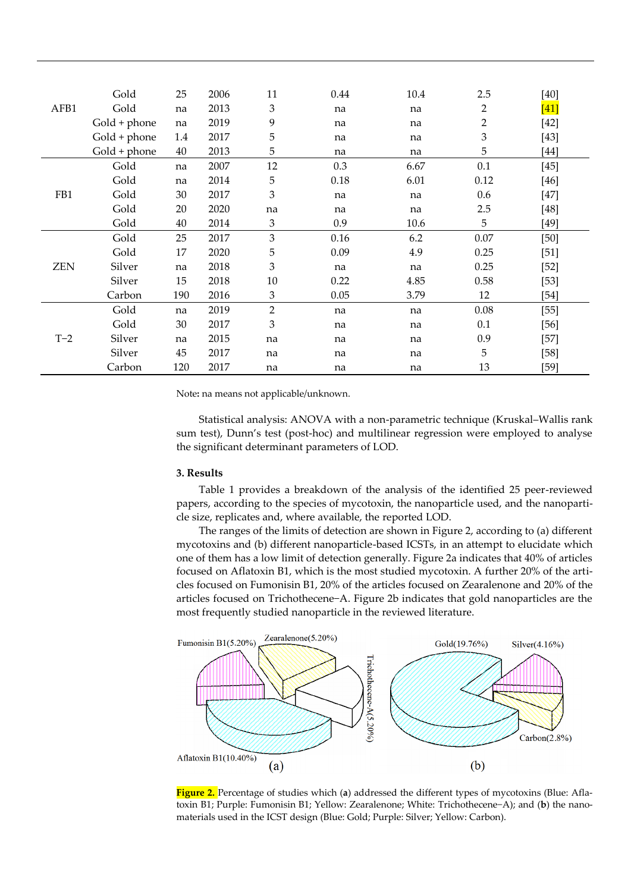| | | | | | | | | |
|---|---|---|---|---|---|---|---|---|
| AFB1 | Gold | 25 | 2006 | 11 | 0.44 | 10.4 | 2.5 | [40] |
| | Gold | na | 2013 | 3 | na | na | 2 | [41] |
| | Gold + phone | na | 2019 | 9 | na | na | 2 | [42] |
| | Gold + phone | 1.4 | 2017 | 5 | na | na | 3 | [43] |
| | Gold + phone | 40 | 2013 | 5 | na | na | 5 | [44] |
| FB1 | Gold | na | 2007 | 12 | 0.3 | 6.67 | 0.1 | [45] |
| | Gold | na | 2014 | 5 | 0.18 | 6.01 | 0.12 | [46] |
| | Gold | 30 | 2017 | 3 | na | na | 0.6 | [47] |
| | Gold | 20 | 2020 | na | na | na | 2.5 | [48] |
| | Gold | 40 | 2014 | 3 | 0.9 | 10.6 | 5 | [49] |
| ZEN | Gold | 25 | 2017 | 3 | 0.16 | 6.2 | 0.07 | [50] |
| | Gold | 17 | 2020 | 5 | 0.09 | 4.9 | 0.25 | [51] |
| | Silver | na | 2018 | 3 | na | na | 0.25 | [52] |
| | Silver | 15 | 2018 | 10 | 0.22 | 4.85 | 0.58 | [53] |
| | Carbon | 190 | 2016 | 3 | 0.05 | 3.79 | 12 | [54] |
| T−2 | Gold | na | 2019 | 2 | na | na | 0.08 | [55] |
| | Gold | 30 | 2017 | 3 | na | na | 0.1 | [56] |
| | Silver | na | 2015 | na | na | na | 0.9 | [57] |
| | Silver | 45 | 2017 | na | na | na | 5 | [58] |
| | Carbon | 120 | 2017 | na | na | na | 13 | [59] |

Note**:** na means not applicable/unknown.

Statistical analysis: ANOVA with a non-parametric technique (Kruskal–Wallis rank sum test), Dunn's test (post-hoc) and multilinear regression were employed to analyse the significant determinant parameters of LOD.

### 3. Results

Table 1 provides a breakdown of the analysis of the identified 25 peer-reviewed papers, according to the species of mycotoxin, the nanoparticle used, and the nanoparticle size, replicates and, where available, the reported LOD.

The ranges of the limits of detection are shown in Figure 2, according to (a) different mycotoxins and (b) different nanoparticle-based ICSTs, in an attempt to elucidate which one of them has a low limit of detection generally. Figure 2a indicates that 40% of articles focused on Aflatoxin B1, which is the most studied mycotoxin. A further 20% of the articles focused on Fumonisin B1, 20% of the articles focused on Zearalenone and 20% of the articles focused on Trichothecene−A. Figure 2b indicates that gold nanoparticles are the most frequently studied nanoparticle in the reviewed literature.

Fumonisin B1(5.20%)
Zearalenone(5.20%)
Trichothecene-A(5.20%)
Aflatoxin B1(10.40%)
(a)

Gold(19.76%)
Silver(4.16%)
Carbon(2.8%)
(b)

**Figure 2.** Percentage of studies which (**a**) addressed the different types of mycotoxins (Blue: Aflatoxin B1; Purple: Fumonisin B1; Yellow: Zearalenone; White: Trichothecene−A); and (**b**) the nanomaterials used in the ICST design (Blue: Gold; Purple: Silver; Yellow: Carbon).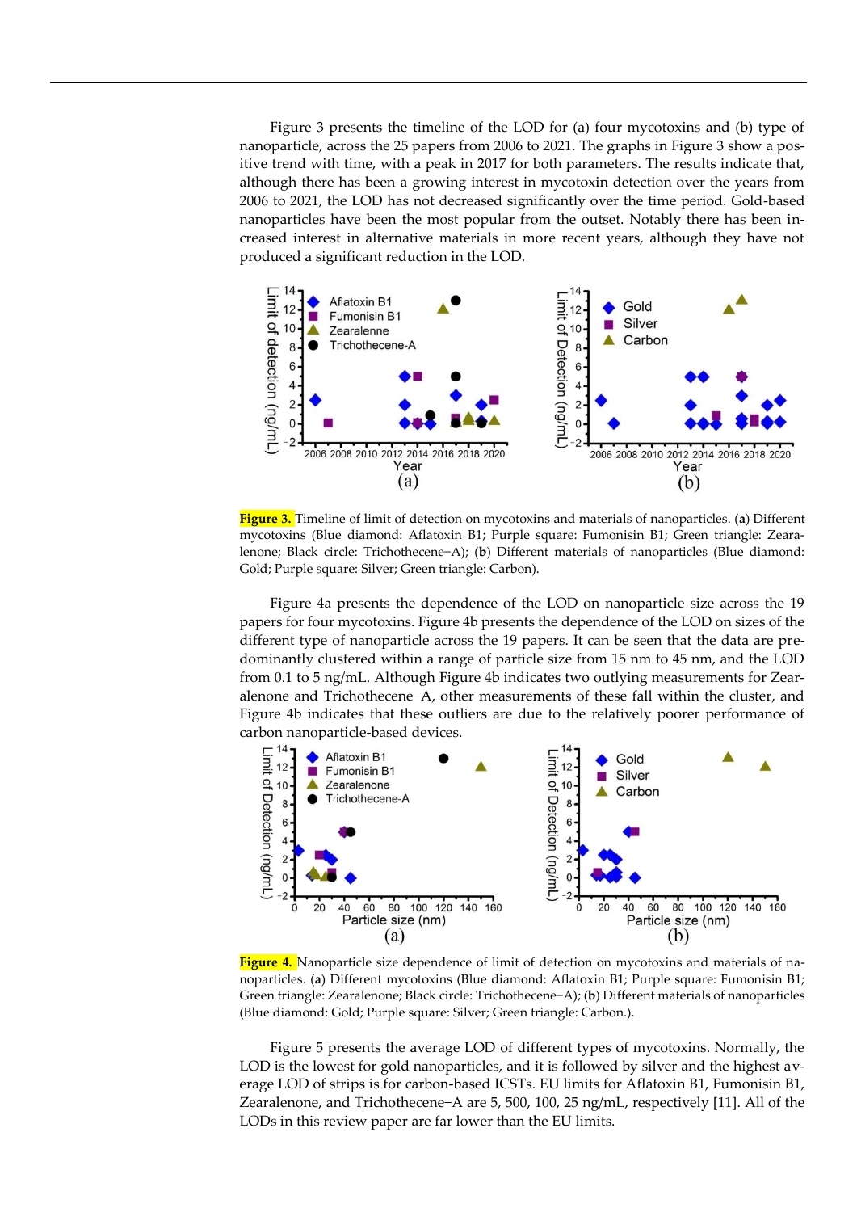Figure 3 presents the timeline of the LOD for (a) four mycotoxins and (b) type of nanoparticle, across the 25 papers from 2006 to 2021. The graphs in Figure 3 show a positive trend with time, with a peak in 2017 for both parameters. The results indicate that, although there has been a growing interest in mycotoxin detection over the years from 2006 to 2021, the LOD has not decreased significantly over the time period. Gold-based nanoparticles have been the most popular from the outset. Notably there has been increased interest in alternative materials in more recent years, although they have not produced a significant reduction in the LOD.

Limit of detection (ng/mL)
14
12
10
8
6
4
2
0
-2
Aflatoxin B1
Fumonisin B1
Zearalenne
Trichothecene-A
2006 2008 2010 2012 2014 2016 2018 2020
Year
(a)

Limit of Detection (ng/mL)
14
12
10
8
6
4
2
0
-2
Gold
Silver
Carbon
2006 2008 2010 2012 2014 2016 2018 2020
Year
(b)

**Figure 3.** Timeline of limit of detection on mycotoxins and materials of nanoparticles. (**a**) Different mycotoxins (Blue diamond: Aflatoxin B1; Purple square: Fumonisin B1; Green triangle: Zearalenone; Black circle: Trichothecene–A); (**b**) Different materials of nanoparticles (Blue diamond: Gold; Purple square: Silver; Green triangle: Carbon).

Figure 4a presents the dependence of the LOD on nanoparticle size across the 19 papers for four mycotoxins. Figure 4b presents the dependence of the LOD on sizes of the different type of nanoparticle across the 19 papers. It can be seen that the data are predominantly clustered within a range of particle size from 15 nm to 45 nm, and the LOD from 0.1 to 5 ng/mL. Although Figure 4b indicates two outlying measurements for Zearalenone and Trichothecene–A, other measurements of these fall within the cluster, and Figure 4b indicates that these outliers are due to the relatively poorer performance of carbon nanoparticle-based devices.

Limit of Detection (ng/mL)
14
12
10
8
6
4
2
0
-2
Aflatoxin B1
Fumonisin B1
Zearalenone
Trichothecene-A
0 20 40 60 80 100 120 140 160
Particle size (nm)
(a)

Limit of Detection (ng/mL)
14
12
10
8
6
4
2
0
-2
Gold
Silver
Carbon
0 20 40 60 80 100 120 140 160
Particle size (nm)
(b)

**Figure 4.** Nanoparticle size dependence of limit of detection on mycotoxins and materials of nanoparticles. (**a**) Different mycotoxins (Blue diamond: Aflatoxin B1; Purple square: Fumonisin B1; Green triangle: Zearalenone; Black circle: Trichothecene–A); (**b**) Different materials of nanoparticles (Blue diamond: Gold; Purple square: Silver; Green triangle: Carbon.).

Figure 5 presents the average LOD of different types of mycotoxins. Normally, the LOD is the lowest for gold nanoparticles, and it is followed by silver and the highest average LOD of strips is for carbon-based ICSTs. EU limits for Aflatoxin B1, Fumonisin B1, Zearalenone, and Trichothecene–A are 5, 500, 100, 25 ng/mL, respectively [11]. All of the LODs in this review paper are far lower than the EU limits.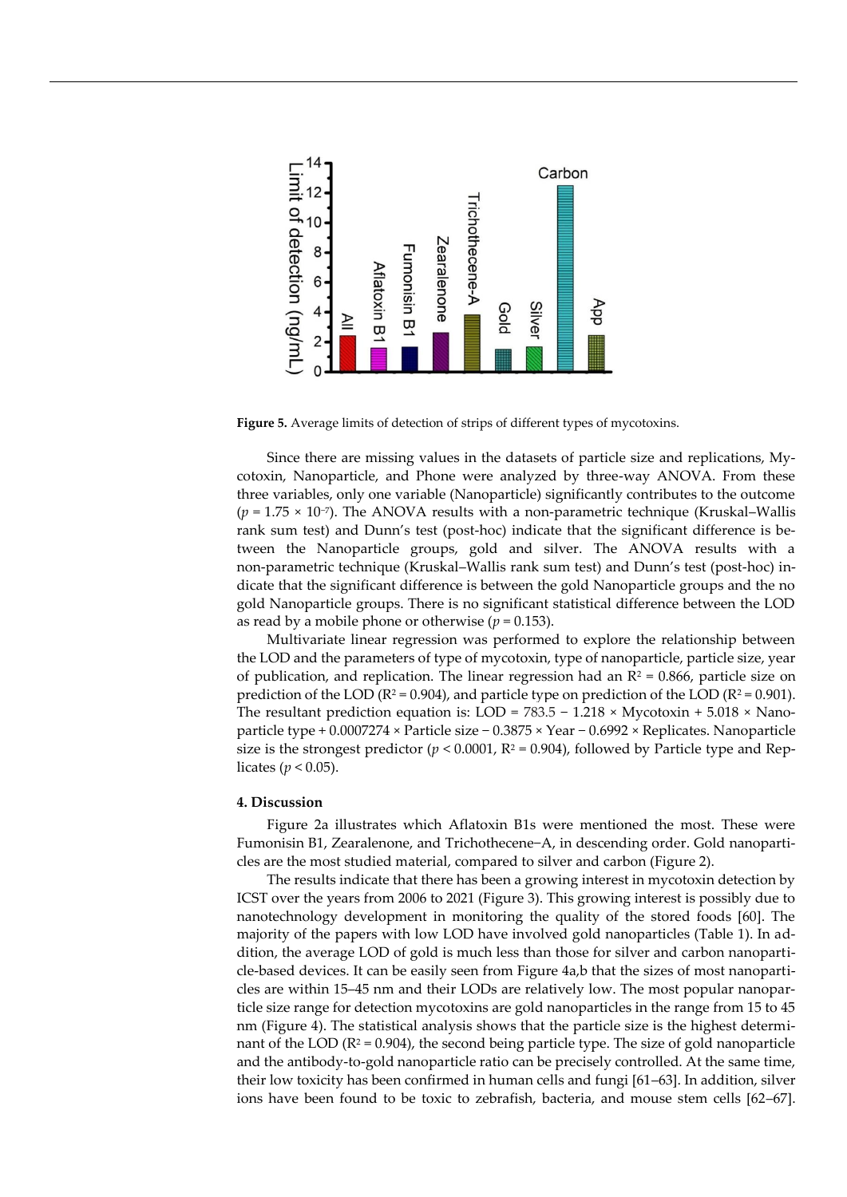Limit of detection (ng/mL)
14
12
10
8
6
4
2
0
All
Aflatoxin B1
Fumonisin B1
Zearalenone
Trichothecene-A
Gold
Silver
Carbon
App

**Figure 5.** Average limits of detection of strips of different types of mycotoxins.

Since there are missing values in the datasets of particle size and replications, Mycotoxin, Nanoparticle, and Phone were analyzed by three-way ANOVA. From these three variables, only one variable (Nanoparticle) significantly contributes to the outcome ($p = 1.75 \times 10^{-7}$). The ANOVA results with a non-parametric technique (Kruskal–Wallis rank sum test) and Dunn's test (post-hoc) indicate that the significant difference is between the Nanoparticle groups, gold and silver. The ANOVA results with a non-parametric technique (Kruskal–Wallis rank sum test) and Dunn's test (post-hoc) indicate that the significant difference is between the gold Nanoparticle groups and the no gold Nanoparticle groups. There is no significant statistical difference between the LOD as read by a mobile phone or otherwise ($p = 0.153$).

Multivariate linear regression was performed to explore the relationship between the LOD and the parameters of type of mycotoxin, type of nanoparticle, particle size, year of publication, and replication. The linear regression had an $R^2 = 0.866$, particle size on prediction of the LOD ($R^2 = 0.904$), and particle type on prediction of the LOD ($R^2 = 0.901$). The resultant prediction equation is: LOD = 783.5 − 1.218 × Mycotoxin + 5.018 × Nanoparticle type + 0.0007274 × Particle size − 0.3875 × Year − 0.6992 × Replicates. Nanoparticle size is the strongest predictor ($p < 0.0001$, $R^2 = 0.904$), followed by Particle type and Replicates ($p < 0.05$).

## 4. Discussion

Figure 2a illustrates which Aflatoxin B1s were mentioned the most. These were Fumonisin B1, Zearalenone, and Trichothecene−A, in descending order. Gold nanoparticles are the most studied material, compared to silver and carbon (Figure 2).

The results indicate that there has been a growing interest in mycotoxin detection by ICST over the years from 2006 to 2021 (Figure 3). This growing interest is possibly due to nanotechnology development in monitoring the quality of the stored foods [60]. The majority of the papers with low LOD have involved gold nanoparticles (Table 1). In addition, the average LOD of gold is much less than those for silver and carbon nanoparticle-based devices. It can be easily seen from Figure 4a,b that the sizes of most nanoparticles are within 15–45 nm and their LODs are relatively low. The most popular nanoparticle size range for detection mycotoxins are gold nanoparticles in the range from 15 to 45 nm (Figure 4). The statistical analysis shows that the particle size is the highest determinant of the LOD ($R^2 = 0.904$), the second being particle type. The size of gold nanoparticle and the antibody-to-gold nanoparticle ratio can be precisely controlled. At the same time, their low toxicity has been confirmed in human cells and fungi [61–63]. In addition, silver ions have been found to be toxic to zebrafish, bacteria, and mouse stem cells [62–67].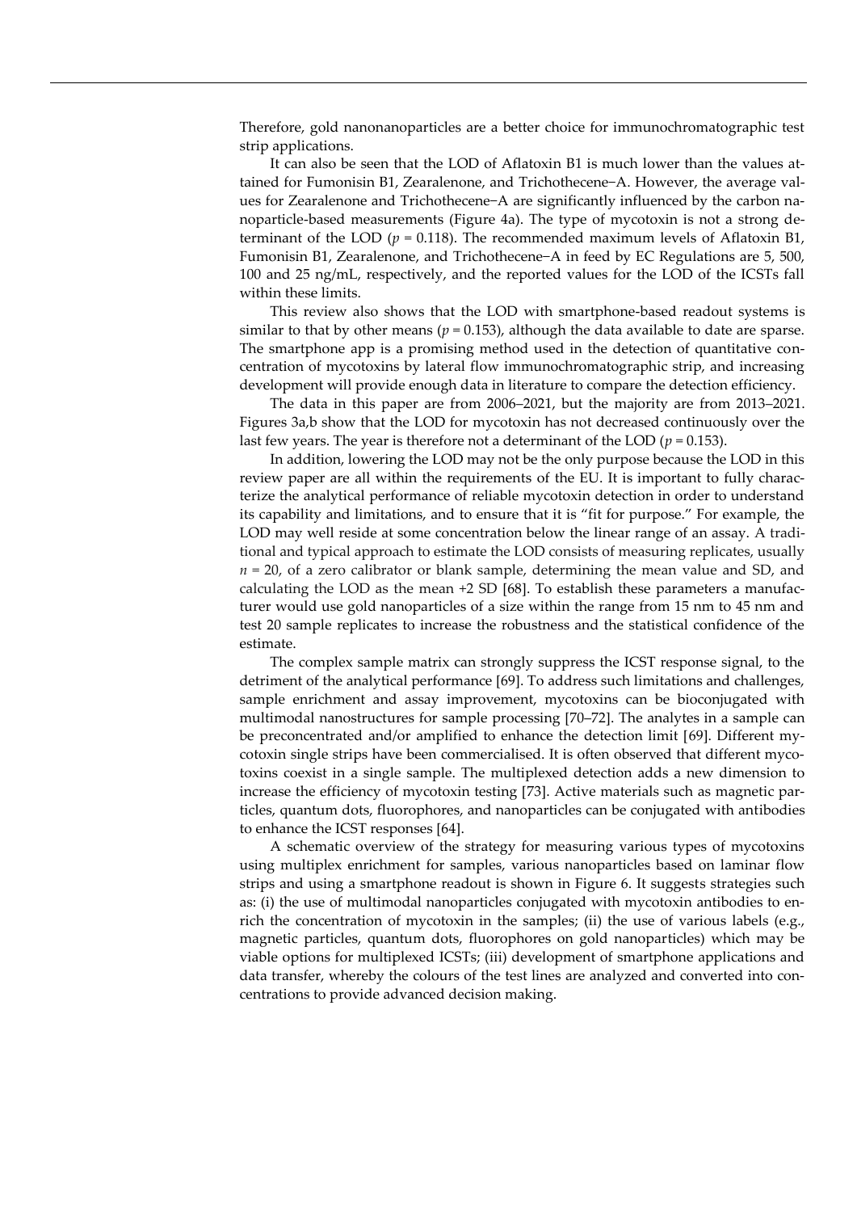Therefore, gold nanonanoparticles are a better choice for immunochromatographic test strip applications.

It can also be seen that the LOD of Aflatoxin B1 is much lower than the values attained for Fumonisin B1, Zearalenone, and Trichothecene−A. However, the average values for Zearalenone and Trichothecene−A are significantly influenced by the carbon nanoparticle-based measurements (Figure 4a). The type of mycotoxin is not a strong determinant of the LOD ($p = 0.118$). The recommended maximum levels of Aflatoxin B1, Fumonisin B1, Zearalenone, and Trichothecene−A in feed by EC Regulations are 5, 500, 100 and 25 ng/mL, respectively, and the reported values for the LOD of the ICSTs fall within these limits.

This review also shows that the LOD with smartphone-based readout systems is similar to that by other means ($p = 0.153$), although the data available to date are sparse. The smartphone app is a promising method used in the detection of quantitative concentration of mycotoxins by lateral flow immunochromatographic strip, and increasing development will provide enough data in literature to compare the detection efficiency.

The data in this paper are from 2006–2021, but the majority are from 2013–2021. Figures 3a,b show that the LOD for mycotoxin has not decreased continuously over the last few years. The year is therefore not a determinant of the LOD ($p = 0.153$).

In addition, lowering the LOD may not be the only purpose because the LOD in this review paper are all within the requirements of the EU. It is important to fully characterize the analytical performance of reliable mycotoxin detection in order to understand its capability and limitations, and to ensure that it is "fit for purpose." For example, the LOD may well reside at some concentration below the linear range of an assay. A traditional and typical approach to estimate the LOD consists of measuring replicates, usually $n = 20$, of a zero calibrator or blank sample, determining the mean value and SD, and calculating the LOD as the mean +2 SD [68]. To establish these parameters a manufacturer would use gold nanoparticles of a size within the range from 15 nm to 45 nm and test 20 sample replicates to increase the robustness and the statistical confidence of the estimate.

The complex sample matrix can strongly suppress the ICST response signal, to the detriment of the analytical performance [69]. To address such limitations and challenges, sample enrichment and assay improvement, mycotoxins can be bioconjugated with multimodal nanostructures for sample processing [70–72]. The analytes in a sample can be preconcentrated and/or amplified to enhance the detection limit [69]. Different mycotoxin single strips have been commercialised. It is often observed that different mycotoxins coexist in a single sample. The multiplexed detection adds a new dimension to increase the efficiency of mycotoxin testing [73]. Active materials such as magnetic particles, quantum dots, fluorophores, and nanoparticles can be conjugated with antibodies to enhance the ICST responses [64].

A schematic overview of the strategy for measuring various types of mycotoxins using multiplex enrichment for samples, various nanoparticles based on laminar flow strips and using a smartphone readout is shown in Figure 6. It suggests strategies such as: (i) the use of multimodal nanoparticles conjugated with mycotoxin antibodies to enrich the concentration of mycotoxin in the samples; (ii) the use of various labels (e.g., magnetic particles, quantum dots, fluorophores on gold nanoparticles) which may be viable options for multiplexed ICSTs; (iii) development of smartphone applications and data transfer, whereby the colours of the test lines are analyzed and converted into concentrations to provide advanced decision making.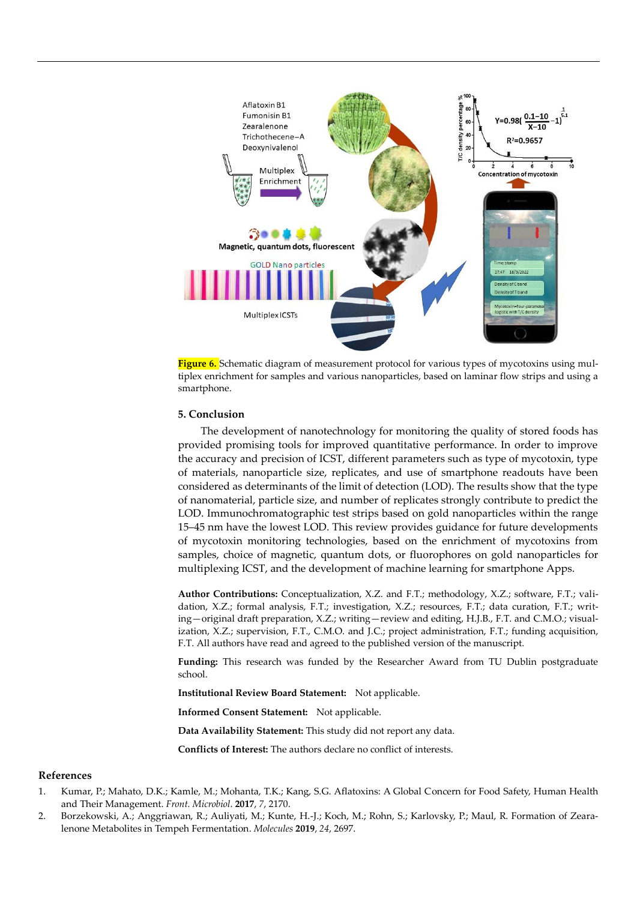Aflatoxin B1
Fumonisin B1
Zearalenone
Trichothecene–A
Deoxynivalenol

Multiplex Enrichment

Magnetic, quantum dots, fluorescent

GOLD Nano particles

Multiplex ICSTs

T/C density percentage %

100
80
60
40
20
0

0 2 4 6 8 10

Concentration of mycotoxin

$$Y=0.98\left(\frac{0.1-10}{X-10}-1\right)^{\frac{1}{5.1}}$$

$R^2$=0.9657

Time stamp
17:47 18/3/2022
Density of C band
Density of T band
Mycotoxin=four-parameter logistic with T/C density

**Figure 6.** Schematic diagram of measurement protocol for various types of mycotoxins using multiplex enrichment for samples and various nanoparticles, based on laminar flow strips and using a smartphone.

## 5. Conclusion

The development of nanotechnology for monitoring the quality of stored foods has provided promising tools for improved quantitative performance. In order to improve the accuracy and precision of ICST, different parameters such as type of mycotoxin, type of materials, nanoparticle size, replicates, and use of smartphone readouts have been considered as determinants of the limit of detection (LOD). The results show that the type of nanomaterial, particle size, and number of replicates strongly contribute to predict the LOD. Immunochromatographic test strips based on gold nanoparticles within the range 15–45 nm have the lowest LOD. This review provides guidance for future developments of mycotoxin monitoring technologies, based on the enrichment of mycotoxins from samples, choice of magnetic, quantum dots, or fluorophores on gold nanoparticles for multiplexing ICST, and the development of machine learning for smartphone Apps.

**Author Contributions:** Conceptualization, X.Z. and F.T.; methodology, X.Z.; software, F.T.; validation, X.Z.; formal analysis, F.T.; investigation, X.Z.; resources, F.T.; data curation, F.T.; writing—original draft preparation, X.Z.; writing—review and editing, H.J.B., F.T. and C.M.O.; visualization, X.Z.; supervision, F.T., C.M.O. and J.C.; project administration, F.T.; funding acquisition, F.T. All authors have read and agreed to the published version of the manuscript.

**Funding:** This research was funded by the Researcher Award from TU Dublin postgraduate school.

**Institutional Review Board Statement:** Not applicable.

**Informed Consent Statement:** Not applicable.

**Data Availability Statement:** This study did not report any data.

**Conflicts of Interest:** The authors declare no conflict of interests.

## References

1. Kumar, P.; Mahato, D.K.; Kamle, M.; Mohanta, T.K.; Kang, S.G. Aflatoxins: A Global Concern for Food Safety, Human Health and Their Management. *Front. Microbiol.* **2017**, *7*, 2170.
2. Borzekowski, A.; Anggriawan, R.; Auliyati, M.; Kunte, H.-J.; Koch, M.; Rohn, S.; Karlovsky, P.; Maul, R. Formation of Zearalenone Metabolites in Tempeh Fermentation. *Molecules* **2019**, *24*, 2697.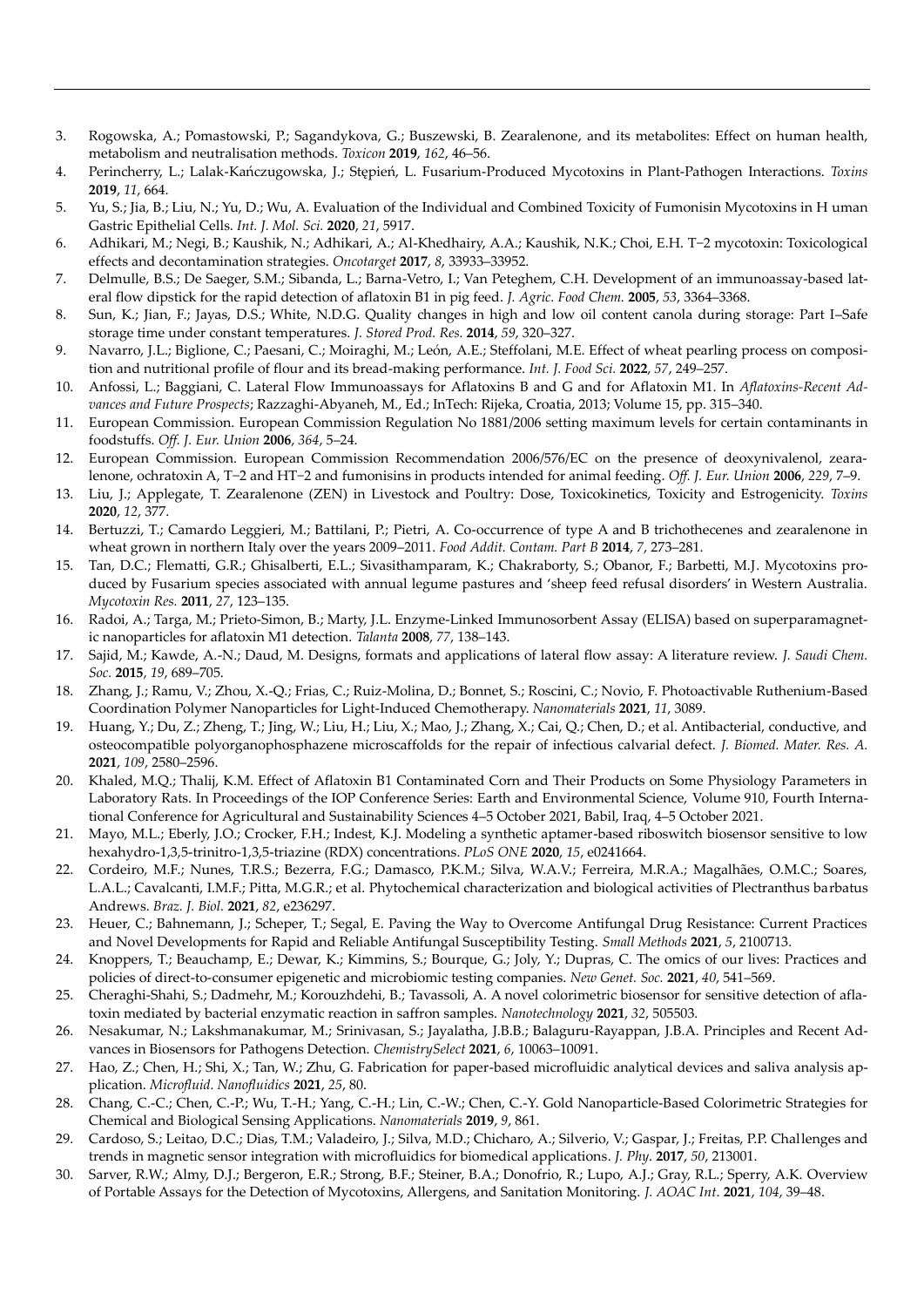3. Rogowska, A.; Pomastowski, P.; Sagandykova, G.; Buszewski, B. Zearalenone, and its metabolites: Effect on human health, metabolism and neutralisation methods. *Toxicon* **2019**, *162*, 46–56.
4. Perincherry, L.; Lalak-Kańczugowska, J.; Stępień, L. Fusarium-Produced Mycotoxins in Plant-Pathogen Interactions. *Toxins* **2019**, *11*, 664.
5. Yu, S.; Jia, B.; Liu, N.; Yu, D.; Wu, A. Evaluation of the Individual and Combined Toxicity of Fumonisin Mycotoxins in H uman Gastric Epithelial Cells. *Int. J. Mol. Sci.* **2020**, *21*, 5917.
6. Adhikari, M.; Negi, B.; Kaushik, N.; Adhikari, A.; Al-Khedhairy, A.A.; Kaushik, N.K.; Choi, E.H. T−2 mycotoxin: Toxicological effects and decontamination strategies. *Oncotarget* **2017**, *8*, 33933–33952.
7. Delmulle, B.S.; De Saeger, S.M.; Sibanda, L.; Barna-Vetro, I.; Van Peteghem, C.H. Development of an immunoassay-based lateral flow dipstick for the rapid detection of aflatoxin B1 in pig feed. *J. Agric. Food Chem.* **2005**, *53*, 3364–3368.
8. Sun, K.; Jian, F.; Jayas, D.S.; White, N.D.G. Quality changes in high and low oil content canola during storage: Part I–Safe storage time under constant temperatures. *J. Stored Prod. Res.* **2014**, *59*, 320–327.
9. Navarro, J.L.; Biglione, C.; Paesani, C.; Moiraghi, M.; León, A.E.; Steffolani, M.E. Effect of wheat pearling process on composition and nutritional profile of flour and its bread-making performance. *Int. J. Food Sci.* **2022**, *57*, 249–257.
10. Anfossi, L.; Baggiani, C. Lateral Flow Immunoassays for Aflatoxins B and G and for Aflatoxin M1. In *Aflatoxins-Recent Advances and Future Prospects*; Razzaghi-Abyaneh, M., Ed.; InTech: Rijeka, Croatia, 2013; Volume 15, pp. 315–340.
11. European Commission. European Commission Regulation No 1881/2006 setting maximum levels for certain contaminants in foodstuffs. *Off. J. Eur. Union* **2006**, *364*, 5–24.
12. European Commission. European Commission Recommendation 2006/576/EC on the presence of deoxynivalenol, zearalenone, ochratoxin A, T−2 and HT−2 and fumonisins in products intended for animal feeding. *Off. J. Eur. Union* **2006**, *229*, 7–9.
13. Liu, J.; Applegate, T. Zearalenone (ZEN) in Livestock and Poultry: Dose, Toxicokinetics, Toxicity and Estrogenicity. *Toxins* **2020**, *12*, 377.
14. Bertuzzi, T.; Camardo Leggieri, M.; Battilani, P.; Pietri, A. Co-occurrence of type A and B trichothecenes and zearalenone in wheat grown in northern Italy over the years 2009–2011. *Food Addit. Contam. Part B* **2014**, *7*, 273–281.
15. Tan, D.C.; Flematti, G.R.; Ghisalberti, E.L.; Sivasithamparam, K.; Chakraborty, S.; Obanor, F.; Barbetti, M.J. Mycotoxins produced by Fusarium species associated with annual legume pastures and 'sheep feed refusal disorders' in Western Australia. *Mycotoxin Res.* **2011**, *27*, 123–135.
16. Radoi, A.; Targa, M.; Prieto-Simon, B.; Marty, J.L. Enzyme-Linked Immunosorbent Assay (ELISA) based on superparamagnetic nanoparticles for aflatoxin M1 detection. *Talanta* **2008**, *77*, 138–143.
17. Sajid, M.; Kawde, A.-N.; Daud, M. Designs, formats and applications of lateral flow assay: A literature review. *J. Saudi Chem. Soc.* **2015**, *19*, 689–705.
18. Zhang, J.; Ramu, V.; Zhou, X.-Q.; Frias, C.; Ruiz-Molina, D.; Bonnet, S.; Roscini, C.; Novio, F. Photoactivable Ruthenium-Based Coordination Polymer Nanoparticles for Light-Induced Chemotherapy. *Nanomaterials* **2021**, *11*, 3089.
19. Huang, Y.; Du, Z.; Zheng, T.; Jing, W.; Liu, H.; Liu, X.; Mao, J.; Zhang, X.; Cai, Q.; Chen, D.; et al. Antibacterial, conductive, and osteocompatible polyorganophosphazene microscaffolds for the repair of infectious calvarial defect. *J. Biomed. Mater. Res. A.* **2021**, *109*, 2580–2596.
20. Khaled, M.Q.; Thalij, K.M. Effect of Aflatoxin B1 Contaminated Corn and Their Products on Some Physiology Parameters in Laboratory Rats. In Proceedings of the IOP Conference Series: Earth and Environmental Science, Volume 910, Fourth International Conference for Agricultural and Sustainability Sciences 4–5 October 2021, Babil, Iraq, 4–5 October 2021.
21. Mayo, M.L.; Eberly, J.O.; Crocker, F.H.; Indest, K.J. Modeling a synthetic aptamer-based riboswitch biosensor sensitive to low hexahydro-1,3,5-trinitro-1,3,5-triazine (RDX) concentrations. *PLoS ONE* **2020**, *15*, e0241664.
22. Cordeiro, M.F.; Nunes, T.R.S.; Bezerra, F.G.; Damasco, P.K.M.; Silva, W.A.V.; Ferreira, M.R.A.; Magalhães, O.M.C.; Soares, L.A.L.; Cavalcanti, I.M.F.; Pitta, M.G.R.; et al. Phytochemical characterization and biological activities of Plectranthus barbatus Andrews. *Braz. J. Biol.* **2021**, *82*, e236297.
23. Heuer, C.; Bahnemann, J.; Scheper, T.; Segal, E. Paving the Way to Overcome Antifungal Drug Resistance: Current Practices and Novel Developments for Rapid and Reliable Antifungal Susceptibility Testing. *Small Methods* **2021**, *5*, 2100713.
24. Knoppers, T.; Beauchamp, E.; Dewar, K.; Kimmins, S.; Bourque, G.; Joly, Y.; Dupras, C. The omics of our lives: Practices and policies of direct-to-consumer epigenetic and microbiomic testing companies. *New Genet. Soc.* **2021**, *40*, 541–569.
25. Cheraghi-Shahi, S.; Dadmehr, M.; Korouzhdehi, B.; Tavassoli, A. A novel colorimetric biosensor for sensitive detection of aflatoxin mediated by bacterial enzymatic reaction in saffron samples. *Nanotechnology* **2021**, *32*, 505503.
26. Nesakumar, N.; Lakshmanakumar, M.; Srinivasan, S.; Jayalatha, J.B.B.; Balaguru-Rayappan, J.B.A. Principles and Recent Advances in Biosensors for Pathogens Detection. *ChemistrySelect* **2021**, *6*, 10063–10091.
27. Hao, Z.; Chen, H.; Shi, X.; Tan, W.; Zhu, G. Fabrication for paper-based microfluidic analytical devices and saliva analysis application. *Microfluid. Nanofluidics* **2021**, *25*, 80.
28. Chang, C.-C.; Chen, C.-P.; Wu, T.-H.; Yang, C.-H.; Lin, C.-W.; Chen, C.-Y. Gold Nanoparticle-Based Colorimetric Strategies for Chemical and Biological Sensing Applications. *Nanomaterials* **2019**, *9*, 861.
29. Cardoso, S.; Leitao, D.C.; Dias, T.M.; Valadeiro, J.; Silva, M.D.; Chicharo, A.; Silverio, V.; Gaspar, J.; Freitas, P.P. Challenges and trends in magnetic sensor integration with microfluidics for biomedical applications. *J. Phy.* **2017**, *50*, 213001.
30. Sarver, R.W.; Almy, D.J.; Bergeron, E.R.; Strong, B.F.; Steiner, B.A.; Donofrio, R.; Lupo, A.J.; Gray, R.L.; Sperry, A.K. Overview of Portable Assays for the Detection of Mycotoxins, Allergens, and Sanitation Monitoring. *J. AOAC Int.* **2021**, *104*, 39–48.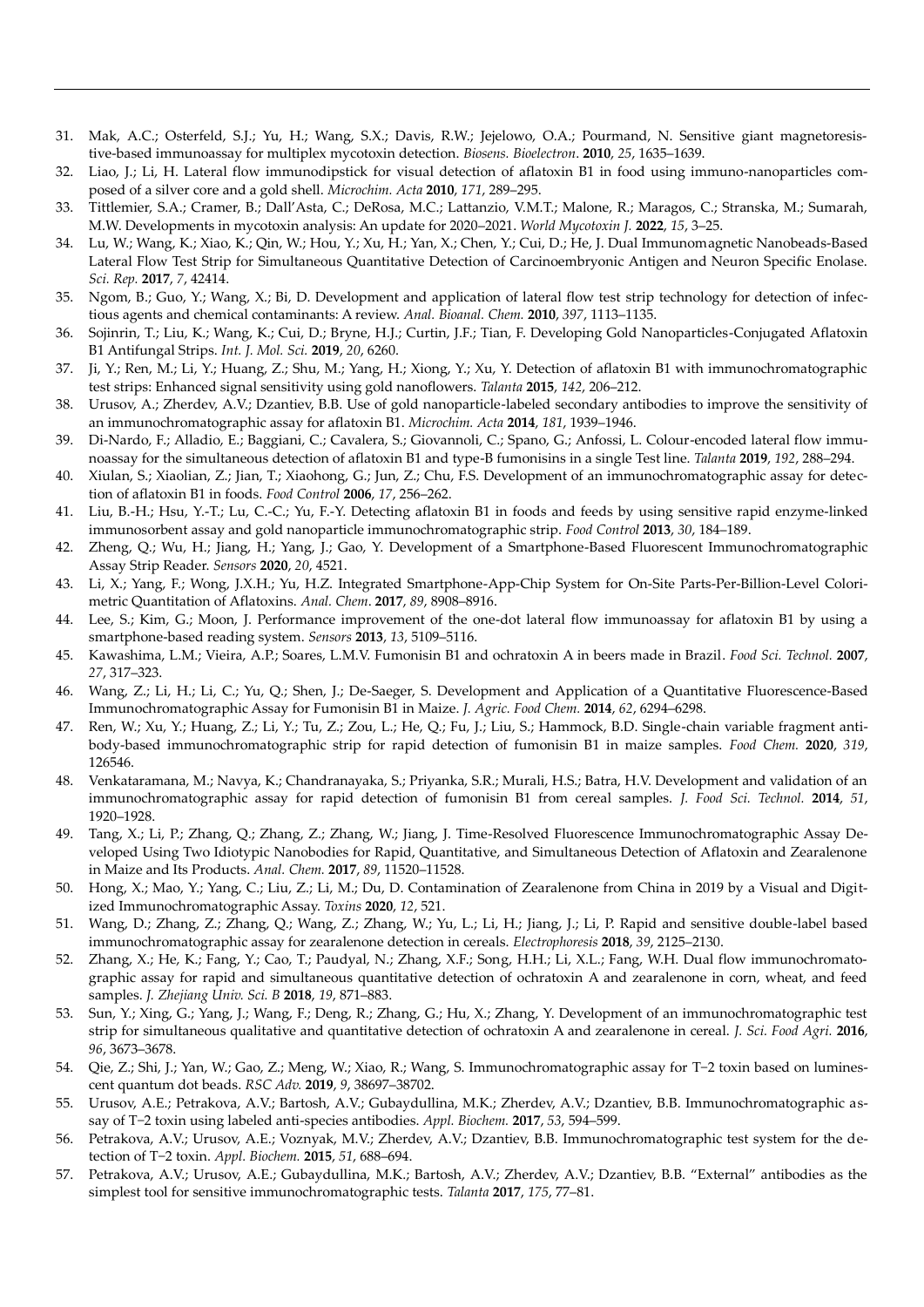31. Mak, A.C.; Osterfeld, S.J.; Yu, H.; Wang, S.X.; Davis, R.W.; Jejelowo, O.A.; Pourmand, N. Sensitive giant magnetoresistive-based immunoassay for multiplex mycotoxin detection. *Biosens. Bioelectron*. **2010**, *25*, 1635–1639.
32. Liao, J.; Li, H. Lateral flow immunodipstick for visual detection of aflatoxin B1 in food using immuno-nanoparticles composed of a silver core and a gold shell. *Microchim. Acta* **2010**, *171*, 289–295.
33. Tittlemier, S.A.; Cramer, B.; Dall'Asta, C.; DeRosa, M.C.; Lattanzio, V.M.T.; Malone, R.; Maragos, C.; Stranska, M.; Sumarah, M.W. Developments in mycotoxin analysis: An update for 2020–2021. *World Mycotoxin J.* **2022**, *15*, 3–25.
34. Lu, W.; Wang, K.; Xiao, K.; Qin, W.; Hou, Y.; Xu, H.; Yan, X.; Chen, Y.; Cui, D.; He, J. Dual Immunomagnetic Nanobeads-Based Lateral Flow Test Strip for Simultaneous Quantitative Detection of Carcinoembryonic Antigen and Neuron Specific Enolase. *Sci. Rep.* **2017**, *7*, 42414.
35. Ngom, B.; Guo, Y.; Wang, X.; Bi, D. Development and application of lateral flow test strip technology for detection of infectious agents and chemical contaminants: A review. *Anal. Bioanal. Chem.* **2010**, *397*, 1113–1135.
36. Sojinrin, T.; Liu, K.; Wang, K.; Cui, D.; Bryne, H.J.; Curtin, J.F.; Tian, F. Developing Gold Nanoparticles-Conjugated Aflatoxin B1 Antifungal Strips. *Int. J. Mol. Sci.* **2019**, *20*, 6260.
37. Ji, Y.; Ren, M.; Li, Y.; Huang, Z.; Shu, M.; Yang, H.; Xiong, Y.; Xu, Y. Detection of aflatoxin B1 with immunochromatographic test strips: Enhanced signal sensitivity using gold nanoflowers. *Talanta* **2015**, *142*, 206–212.
38. Urusov, A.; Zherdev, A.V.; Dzantiev, B.B. Use of gold nanoparticle-labeled secondary antibodies to improve the sensitivity of an immunochromatographic assay for aflatoxin B1. *Microchim. Acta* **2014**, *181*, 1939–1946.
39. Di-Nardo, F.; Alladio, E.; Baggiani, C.; Cavalera, S.; Giovannoli, C.; Spano, G.; Anfossi, L. Colour-encoded lateral flow immunoassay for the simultaneous detection of aflatoxin B1 and type-B fumonisins in a single Test line. *Talanta* **2019**, *192*, 288–294.
40. Xiulan, S.; Xiaolian, Z.; Jian, T.; Xiaohong, G.; Jun, Z.; Chu, F.S. Development of an immunochromatographic assay for detection of aflatoxin B1 in foods. *Food Control* **2006**, *17*, 256–262.
41. Liu, B.-H.; Hsu, Y.-T.; Lu, C.-C.; Yu, F.-Y. Detecting aflatoxin B1 in foods and feeds by using sensitive rapid enzyme-linked immunosorbent assay and gold nanoparticle immunochromatographic strip. *Food Control* **2013**, *30*, 184–189.
42. Zheng, Q.; Wu, H.; Jiang, H.; Yang, J.; Gao, Y. Development of a Smartphone-Based Fluorescent Immunochromatographic Assay Strip Reader. *Sensors* **2020**, *20*, 4521.
43. Li, X.; Yang, F.; Wong, J.X.H.; Yu, H.Z. Integrated Smartphone-App-Chip System for On-Site Parts-Per-Billion-Level Colorimetric Quantitation of Aflatoxins. *Anal. Chem*. **2017**, *89*, 8908–8916.
44. Lee, S.; Kim, G.; Moon, J. Performance improvement of the one-dot lateral flow immunoassay for aflatoxin B1 by using a smartphone-based reading system. *Sensors* **2013**, *13*, 5109–5116.
45. Kawashima, L.M.; Vieira, A.P.; Soares, L.M.V. Fumonisin B1 and ochratoxin A in beers made in Brazil. *Food Sci. Technol.* **2007**, *27*, 317–323.
46. Wang, Z.; Li, H.; Li, C.; Yu, Q.; Shen, J.; De-Saeger, S. Development and Application of a Quantitative Fluorescence-Based Immunochromatographic Assay for Fumonisin B1 in Maize. *J. Agric. Food Chem.* **2014**, *62*, 6294–6298.
47. Ren, W.; Xu, Y.; Huang, Z.; Li, Y.; Tu, Z.; Zou, L.; He, Q.; Fu, J.; Liu, S.; Hammock, B.D. Single-chain variable fragment antibody-based immunochromatographic strip for rapid detection of fumonisin B1 in maize samples. *Food Chem.* **2020**, *319*, 126546.
48. Venkataramana, M.; Navya, K.; Chandranayaka, S.; Priyanka, S.R.; Murali, H.S.; Batra, H.V. Development and validation of an immunochromatographic assay for rapid detection of fumonisin B1 from cereal samples. *J. Food Sci. Technol.* **2014**, *51*, 1920–1928.
49. Tang, X.; Li, P.; Zhang, Q.; Zhang, Z.; Zhang, W.; Jiang, J. Time-Resolved Fluorescence Immunochromatographic Assay Developed Using Two Idiotypic Nanobodies for Rapid, Quantitative, and Simultaneous Detection of Aflatoxin and Zearalenone in Maize and Its Products. *Anal. Chem.* **2017**, *89*, 11520–11528.
50. Hong, X.; Mao, Y.; Yang, C.; Liu, Z.; Li, M.; Du, D. Contamination of Zearalenone from China in 2019 by a Visual and Digitized Immunochromatographic Assay. *Toxins* **2020**, *12*, 521.
51. Wang, D.; Zhang, Z.; Zhang, Q.; Wang, Z.; Zhang, W.; Yu, L.; Li, H.; Jiang, J.; Li, P. Rapid and sensitive double-label based immunochromatographic assay for zearalenone detection in cereals. *Electrophoresis* **2018**, *39*, 2125–2130.
52. Zhang, X.; He, K.; Fang, Y.; Cao, T.; Paudyal, N.; Zhang, X.F.; Song, H.H.; Li, X.L.; Fang, W.H. Dual flow immunochromatographic assay for rapid and simultaneous quantitative detection of ochratoxin A and zearalenone in corn, wheat, and feed samples. *J. Zhejiang Univ. Sci. B* **2018**, *19*, 871–883.
53. Sun, Y.; Xing, G.; Yang, J.; Wang, F.; Deng, R.; Zhang, G.; Hu, X.; Zhang, Y. Development of an immunochromatographic test strip for simultaneous qualitative and quantitative detection of ochratoxin A and zearalenone in cereal. *J. Sci. Food Agri.* **2016**, *96*, 3673–3678.
54. Qie, Z.; Shi, J.; Yan, W.; Gao, Z.; Meng, W.; Xiao, R.; Wang, S. Immunochromatographic assay for T−2 toxin based on luminescent quantum dot beads. *RSC Adv.* **2019**, *9*, 38697–38702.
55. Urusov, A.E.; Petrakova, A.V.; Bartosh, A.V.; Gubaydullina, M.K.; Zherdev, A.V.; Dzantiev, B.B. Immunochromatographic assay of T−2 toxin using labeled anti-species antibodies. *Appl. Biochem.* **2017**, *53*, 594–599.
56. Petrakova, A.V.; Urusov, A.E.; Voznyak, M.V.; Zherdev, A.V.; Dzantiev, B.B. Immunochromatographic test system for the detection of T−2 toxin. *Appl. Biochem.* **2015**, *51*, 688–694.
57. Petrakova, A.V.; Urusov, A.E.; Gubaydullina, M.K.; Bartosh, A.V.; Zherdev, A.V.; Dzantiev, B.B. "External" antibodies as the simplest tool for sensitive immunochromatographic tests. *Talanta* **2017**, *175*, 77–81.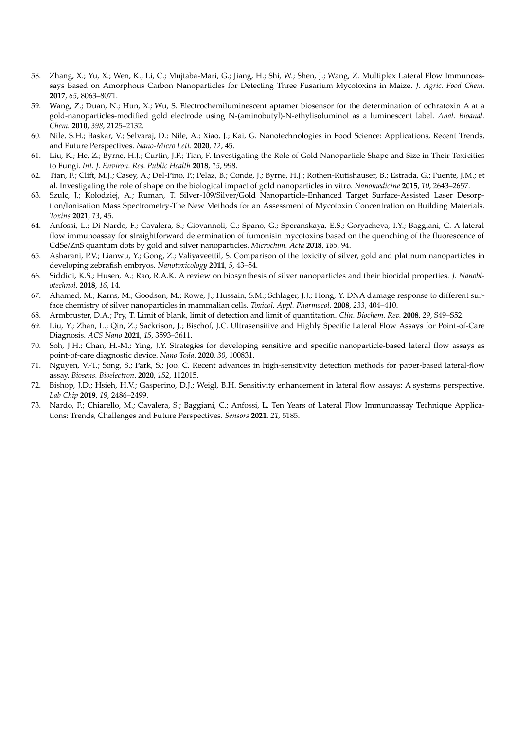58. Zhang, X.; Yu, X.; Wen, K.; Li, C.; Mujtaba-Mari, G.; Jiang, H.; Shi, W.; Shen, J.; Wang, Z. Multiplex Lateral Flow Immunoassays Based on Amorphous Carbon Nanoparticles for Detecting Three Fusarium Mycotoxins in Maize. *J. Agric. Food Chem.* **2017**, *65*, 8063–8071.
59. Wang, Z.; Duan, N.; Hun, X.; Wu, S. Electrochemiluminescent aptamer biosensor for the determination of ochratoxin A at a gold-nanoparticles-modified gold electrode using N-(aminobutyl)-N-ethylisoluminol as a luminescent label. *Anal. Bioanal. Chem.* **2010**, *398*, 2125–2132.
60. Nile, S.H.; Baskar, V.; Selvaraj, D.; Nile, A.; Xiao, J.; Kai, G. Nanotechnologies in Food Science: Applications, Recent Trends, and Future Perspectives. *Nano-Micro Lett.* **2020**, *12*, 45.
61. Liu, K.; He, Z.; Byrne, H.J.; Curtin, J.F.; Tian, F. Investigating the Role of Gold Nanoparticle Shape and Size in Their Toxicities to Fungi. *Int. J. Environ. Res. Public Health* **2018**, *15*, 998.
62. Tian, F.; Clift, M.J.; Casey, A.; Del-Pino, P.; Pelaz, B.; Conde, J.; Byrne, H.J.; Rothen-Rutishauser, B.; Estrada, G.; Fuente, J.M.; et al. Investigating the role of shape on the biological impact of gold nanoparticles in vitro. *Nanomedicine* **2015**, *10*, 2643–2657.
63. Szulc, J.; Kołodziej, A.; Ruman, T. Silver-109/Silver/Gold Nanoparticle-Enhanced Target Surface-Assisted Laser Desorption/Ionisation Mass Spectrometry-The New Methods for an Assessment of Mycotoxin Concentration on Building Materials. *Toxins* **2021**, *13*, 45.
64. Anfossi, L.; Di-Nardo, F.; Cavalera, S.; Giovannoli, C.; Spano, G.; Speranskaya, E.S.; Goryacheva, I.Y.; Baggiani, C. A lateral flow immunoassay for straightforward determination of fumonisin mycotoxins based on the quenching of the fluorescence of CdSe/ZnS quantum dots by gold and silver nanoparticles. *Microchim. Acta* **2018**, *185*, 94.
65. Asharani, P.V.; Lianwu, Y.; Gong, Z.; Valiyaveettil, S. Comparison of the toxicity of silver, gold and platinum nanoparticles in developing zebrafish embryos. *Nanotoxicology* **2011**, *5*, 43–54.
66. Siddiqi, K.S.; Husen, A.; Rao, R.A.K. A review on biosynthesis of silver nanoparticles and their biocidal properties. *J. Nanobiotechnol.* **2018**, *16*, 14.
67. Ahamed, M.; Karns, M.; Goodson, M.; Rowe, J.; Hussain, S.M.; Schlager, J.J.; Hong, Y. DNA damage response to different surface chemistry of silver nanoparticles in mammalian cells. *Toxicol. Appl. Pharmacol.* **2008**, *233*, 404–410.
68. Armbruster, D.A.; Pry, T. Limit of blank, limit of detection and limit of quantitation. *Clin. Biochem. Rev.* **2008**, *29*, S49–S52.
69. Liu, Y.; Zhan, L.; Qin, Z.; Sackrison, J.; Bischof, J.C. Ultrasensitive and Highly Specific Lateral Flow Assays for Point-of-Care Diagnosis. *ACS Nano* **2021**, *15*, 3593–3611.
70. Soh, J.H.; Chan, H.-M.; Ying, J.Y. Strategies for developing sensitive and specific nanoparticle-based lateral flow assays as point-of-care diagnostic device. *Nano Toda*. **2020**, *30*, 100831.
71. Nguyen, V.-T.; Song, S.; Park, S.; Joo, C. Recent advances in high-sensitivity detection methods for paper-based lateral-flow assay. *Biosens. Bioelectron*. **2020**, *152*, 112015.
72. Bishop, J.D.; Hsieh, H.V.; Gasperino, D.J.; Weigl, B.H. Sensitivity enhancement in lateral flow assays: A systems perspective. *Lab Chip* **2019**, *19*, 2486–2499.
73. Nardo, F.; Chiarello, M.; Cavalera, S.; Baggiani, C.; Anfossi, L. Ten Years of Lateral Flow Immunoassay Technique Applications: Trends, Challenges and Future Perspectives. *Sensors* **2021**, *21*, 5185.